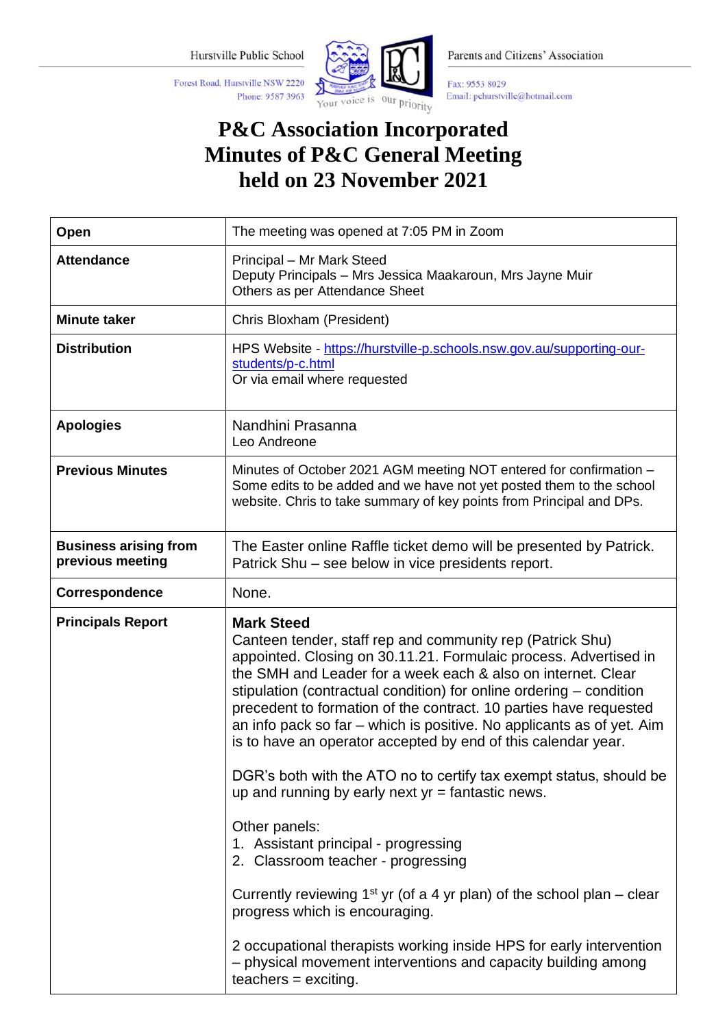Hurstville Public School

Forest Road, Hurstville NSW 2220
Phone: 9587 3963

Your voice is our priority

Parents and Citizens' Association

Fax: 9553 8029
Email: pchurstville@hotmail.com

# P&C Association Incorporated
# Minutes of P&C General Meeting
# held on 23 November 2021

| | |
|---|---|
| **Open** | The meeting was opened at 7:05 PM in Zoom |
| **Attendance** | Principal – Mr Mark Steed<br>Deputy Principals – Mrs Jessica Maakaroun, Mrs Jayne Muir<br>Others as per Attendance Sheet |
| **Minute taker** | Chris Bloxham (President) |
| **Distribution** | HPS Website - https://hurstville-p.schools.nsw.gov.au/supporting-our-students/p-c.html<br>Or via email where requested |
| **Apologies** | Nandhini Prasanna<br>Leo Andreone |
| **Previous Minutes** | Minutes of October 2021 AGM meeting NOT entered for confirmation – Some edits to be added and we have not yet posted them to the school website. Chris to take summary of key points from Principal and DPs. |
| **Business arising from previous meeting** | The Easter online Raffle ticket demo will be presented by Patrick. Patrick Shu – see below in vice presidents report. |
| **Correspondence** | None. |
| **Principals Report** | **Mark Steed**<br>Canteen tender, staff rep and community rep (Patrick Shu) appointed. Closing on 30.11.21. Formulaic process. Advertised in the SMH and Leader for a week each & also on internet. Clear stipulation (contractual condition) for online ordering – condition precedent to formation of the contract. 10 parties have requested an info pack so far – which is positive. No applicants as of yet. Aim is to have an operator accepted by end of this calendar year.<br><br>DGR's both with the ATO no to certify tax exempt status, should be up and running by early next yr = fantastic news.<br><br>Other panels:<br>1. Assistant principal - progressing<br>2. Classroom teacher - progressing<br><br>Currently reviewing 1st yr (of a 4 yr plan) of the school plan – clear progress which is encouraging.<br><br>2 occupational therapists working inside HPS for early intervention – physical movement interventions and capacity building among teachers = exciting. |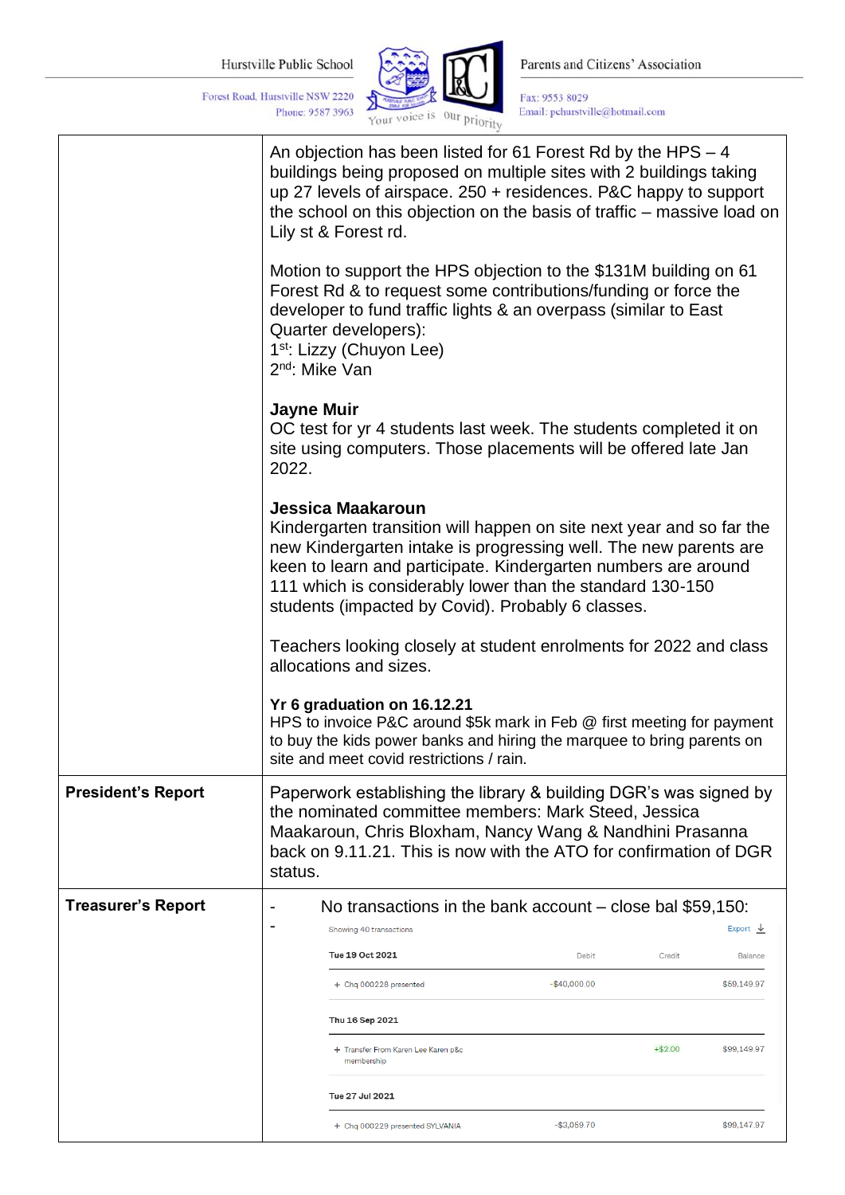| | |
|---|---|
| | An objection has been listed for 61 Forest Rd by the HPS – 4 buildings being proposed on multiple sites with 2 buildings taking up 27 levels of airspace. 250 + residences. P&C happy to support the school on this objection on the basis of traffic – massive load on Lily st & Forest rd.<br><br>Motion to support the HPS objection to the $131M building on 61 Forest Rd & to request some contributions/funding or force the developer to fund traffic lights & an overpass (similar to East Quarter developers):<br>1st: Lizzy (Chuyon Lee)<br>2nd: Mike Van<br><br>**Jayne Muir**<br>OC test for yr 4 students last week. The students completed it on site using computers. Those placements will be offered late Jan 2022.<br><br>**Jessica Maakaroun**<br>Kindergarten transition will happen on site next year and so far the new Kindergarten intake is progressing well. The new parents are keen to learn and participate. Kindergarten numbers are around 111 which is considerably lower than the standard 130-150 students (impacted by Covid). Probably 6 classes.<br><br>Teachers looking closely at student enrolments for 2022 and class allocations and sizes.<br><br>**Yr 6 graduation on 16.12.21**<br>HPS to invoice P&C around $5k mark in Feb @ first meeting for payment to buy the kids power banks and hiring the marquee to bring parents on site and meet covid restrictions / rain. |
| **President's Report** | Paperwork establishing the library & building DGR's was signed by the nominated committee members: Mark Steed, Jessica Maakaroun, Chris Bloxham, Nancy Wang & Nandhini Prasanna back on 9.11.21. This is now with the ATO for confirmation of DGR status. |
| **Treasurer's Report** | - No transactions in the bank account – close bal $59,150:<br>- Showing 40 transactions — Export<br><br>**Tue 19 Oct 2021**<br>+ Chq 000228 presented — Debit: -$40,000.00 — Balance: $59,149.97<br><br>**Thu 16 Sep 2021**<br>+ Transfer From Karen Lee Karen p&c membership — Credit: +$2.00 — Balance: $99,149.97<br><br>**Tue 27 Jul 2021**<br>+ Chq 000229 presented SYLVANIA — Debit: -$3,059.70 — Balance: $99,147.97 |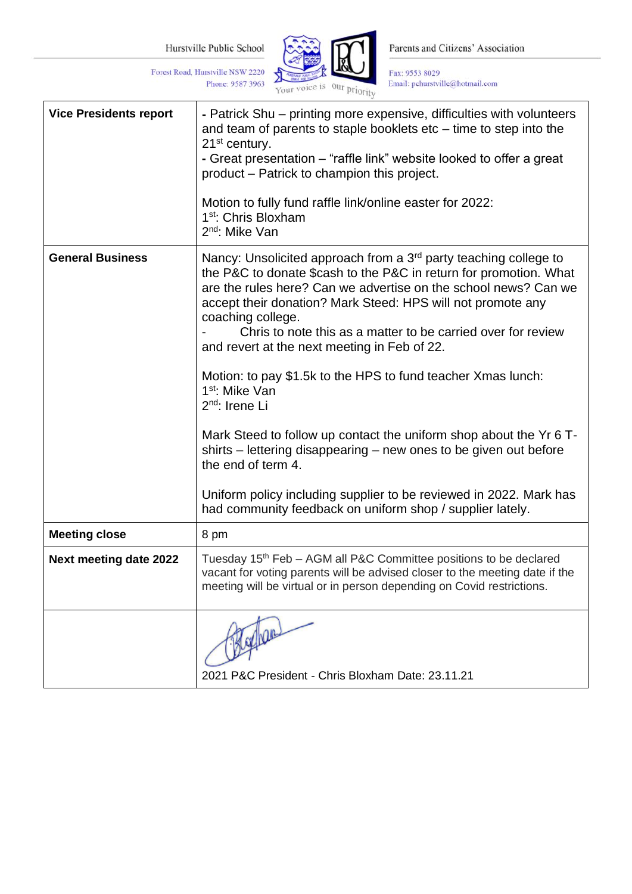| | |
|---|---|
| **Vice Presidents report** | **-** Patrick Shu – printing more expensive, difficulties with volunteers and team of parents to staple booklets etc – time to step into the 21st century.<br>**-** Great presentation – “raffle link” website looked to offer a great product – Patrick to champion this project.<br><br>Motion to fully fund raffle link/online easter for 2022:<br>1st: Chris Bloxham<br>2nd: Mike Van |
| **General Business** | Nancy: Unsolicited approach from a 3rd party teaching college to the P&C to donate $cash to the P&C in return for promotion. What are the rules here? Can we advertise on the school news? Can we accept their donation? Mark Steed: HPS will not promote any coaching college.<br>- Chris to note this as a matter to be carried over for review and revert at the next meeting in Feb of 22.<br><br>Motion: to pay $1.5k to the HPS to fund teacher Xmas lunch:<br>1st: Mike Van<br>2nd: Irene Li<br><br>Mark Steed to follow up contact the uniform shop about the Yr 6 T-shirts – lettering disappearing – new ones to be given out before the end of term 4.<br><br>Uniform policy including supplier to be reviewed in 2022. Mark has had community feedback on uniform shop / supplier lately. |
| **Meeting close** | 8 pm |
| **Next meeting date 2022** | Tuesday 15th Feb – AGM all P&C Committee positions to be declared vacant for voting parents will be advised closer to the meeting date if the meeting will be virtual or in person depending on Covid restrictions. |
| | 2021 P&C President - Chris Bloxham Date: 23.11.21 |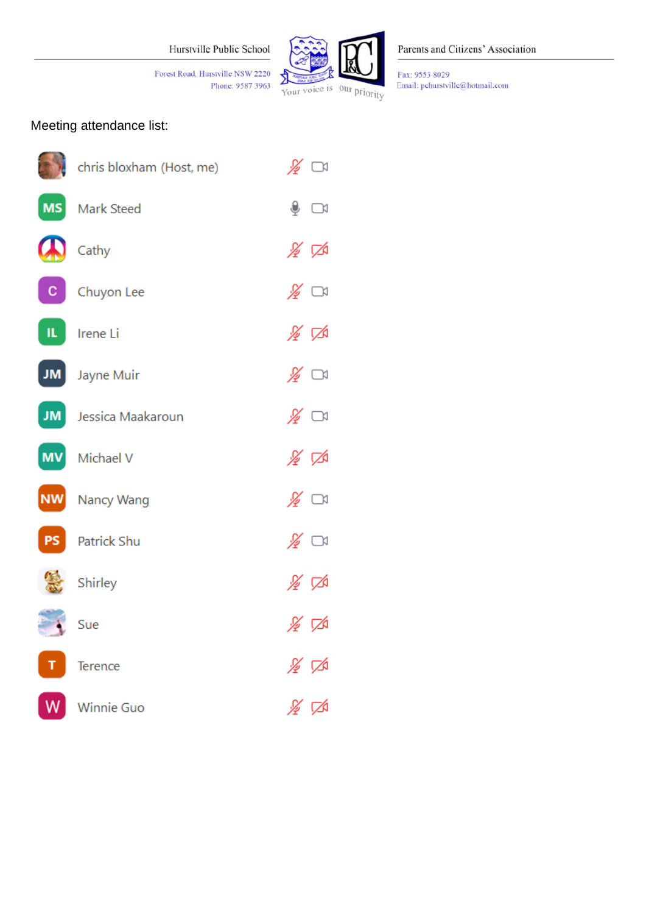Meeting attendance list:

- chris bloxham (Host, me)
- Mark Steed
- Cathy
- Chuyon Lee
- Irene Li
- Jayne Muir
- Jessica Maakaroun
- Michael V
- Nancy Wang
- Patrick Shu
- Shirley
- Sue
- Terence
- Winnie Guo